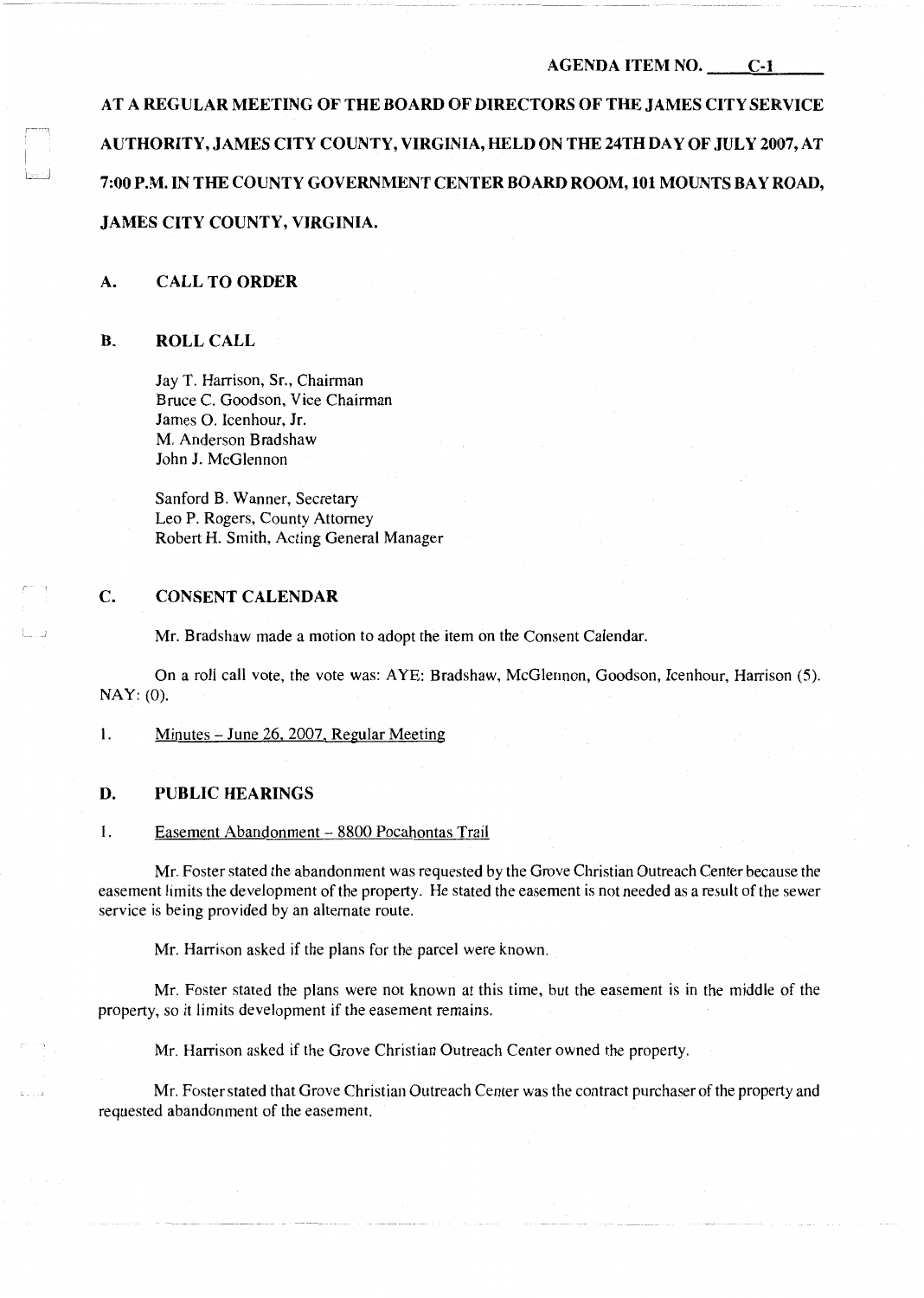AGENDA ITEM NO. C-1

**AT A REGULAR MEETING OF THE BOARD OF DIRECTORS OF THE JAMES CITY SERVICE AUTHORITY, JAMES CITY COUNTY, VIRGINIA, HELD ON THE 24TH DAY OF JULY 2007, AT 7:00 P.M. IN THE COUNTY GOVERNMENT CENTER BOARD ROOM, 101 MOUNTS BAY ROAD, JAMES CITY COUNTY, VIRGINIA.**

## A. CALL TO ORDER

## B. ROLL CALL

Jay T. Harrison, Sr., Chairman
Bruce C. Goodson, Vice Chairman
James O. Icenhour, Jr.
M. Anderson Bradshaw
John J. McGlennon

Sanford B. Wanner, Secretary
Leo P. Rogers, County Attorney
Robert H. Smith, Acting General Manager

## C. CONSENT CALENDAR

Mr. Bradshaw made a motion to adopt the item on the Consent Calendar.

On a roll call vote, the vote was: AYE: Bradshaw, McGlennon, Goodson, Icenhour, Harrison (5). NAY: (0).

1. Minutes – June 26, 2007, Regular Meeting

## D. PUBLIC HEARINGS

1. Easement Abandonment – 8800 Pocahontas Trail

Mr. Foster stated the abandonment was requested by the Grove Christian Outreach Center because the easement limits the development of the property. He stated the easement is not needed as a result of the sewer service is being provided by an alternate route.

Mr. Harrison asked if the plans for the parcel were known.

Mr. Foster stated the plans were not known at this time, but the easement is in the middle of the property, so it limits development if the easement remains.

Mr. Harrison asked if the Grove Christian Outreach Center owned the property.

Mr. Foster stated that Grove Christian Outreach Center was the contract purchaser of the property and requested abandonment of the easement.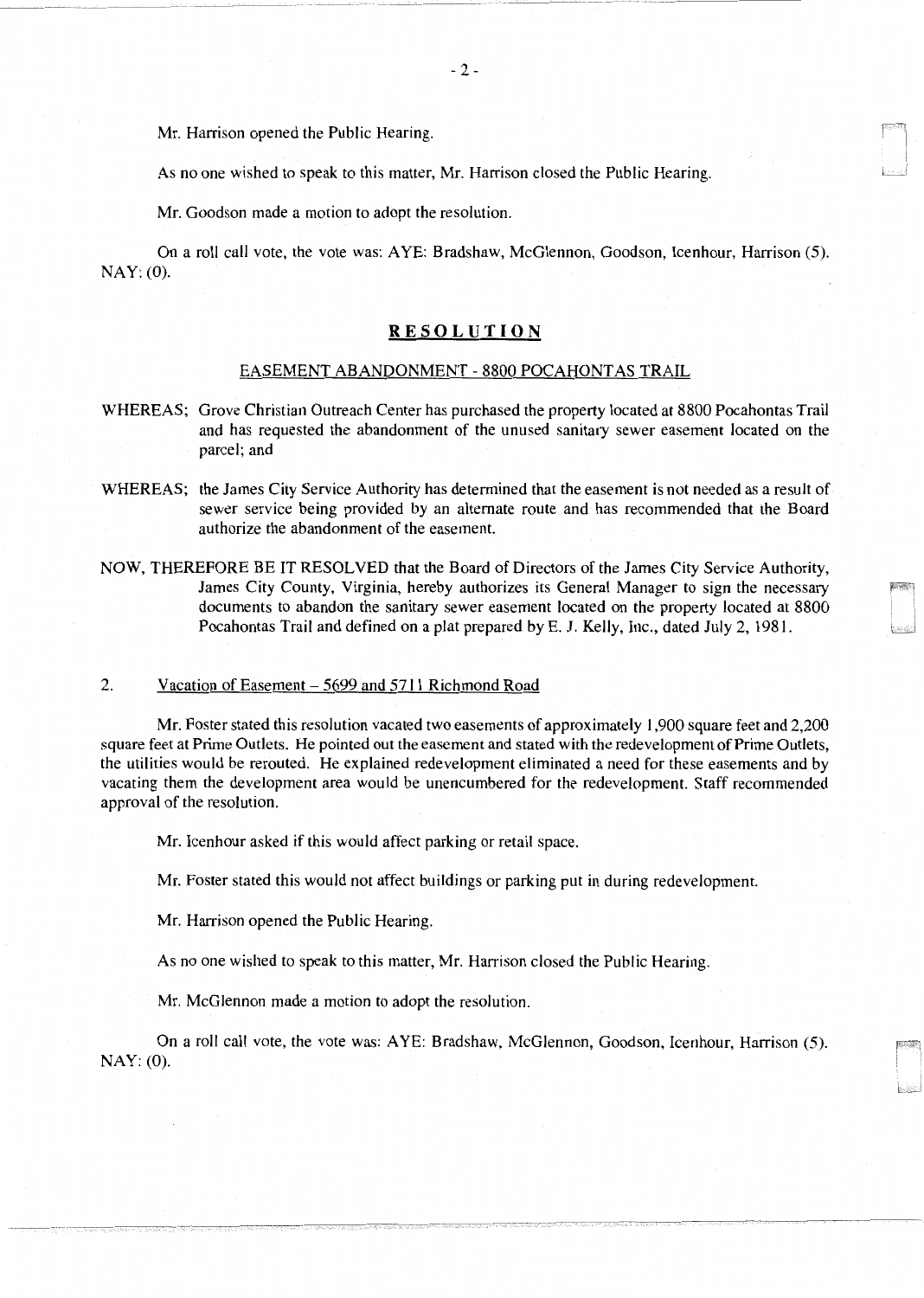Mr. Harrison opened the Public Hearing.

As no one wished to speak to this matter, Mr. Harrison closed the Public Hearing.

Mr. Goodson made a motion to adopt the resolution.

On a roll call vote, the vote was: AYE: Bradshaw, McGlennon, Goodson, Icenhour, Harrison (5). NAY: (0).

## **RESOLUTION**

### EASEMENT ABANDONMENT - 8800 POCAHONTAS TRAIL

WHEREAS; Grove Christian Outreach Center has purchased the property located at 8800 Pocahontas Trail and has requested the abandonment of the unused sanitary sewer easement located on the parcel; and

WHEREAS; the James City Service Authority has determined that the easement is not needed as a result of sewer service being provided by an alternate route and has recommended that the Board authorize the abandonment of the easement.

NOW, THEREFORE BE IT RESOLVED that the Board of Directors of the James City Service Authority, James City County, Virginia, hereby authorizes its General Manager to sign the necessary documents to abandon the sanitary sewer easement located on the property located at 8800 Pocahontas Trail and defined on a plat prepared by E. J. Kelly, Inc., dated July 2, 1981.

2. Vacation of Easement – 5699 and 5711 Richmond Road

Mr. Foster stated this resolution vacated two easements of approximately 1,900 square feet and 2,200 square feet at Prime Outlets. He pointed out the easement and stated with the redevelopment of Prime Outlets, the utilities would be rerouted. He explained redevelopment eliminated a need for these easements and by vacating them the development area would be unencumbered for the redevelopment. Staff recommended approval of the resolution.

Mr. Icenhour asked if this would affect parking or retail space.

Mr. Foster stated this would not affect buildings or parking put in during redevelopment.

Mr. Harrison opened the Public Hearing.

As no one wished to speak to this matter, Mr. Harrison closed the Public Hearing.

Mr. McGlennon made a motion to adopt the resolution.

On a roll call vote, the vote was: AYE: Bradshaw, McGlennon, Goodson, Icenhour, Harrison (5). NAY: (0).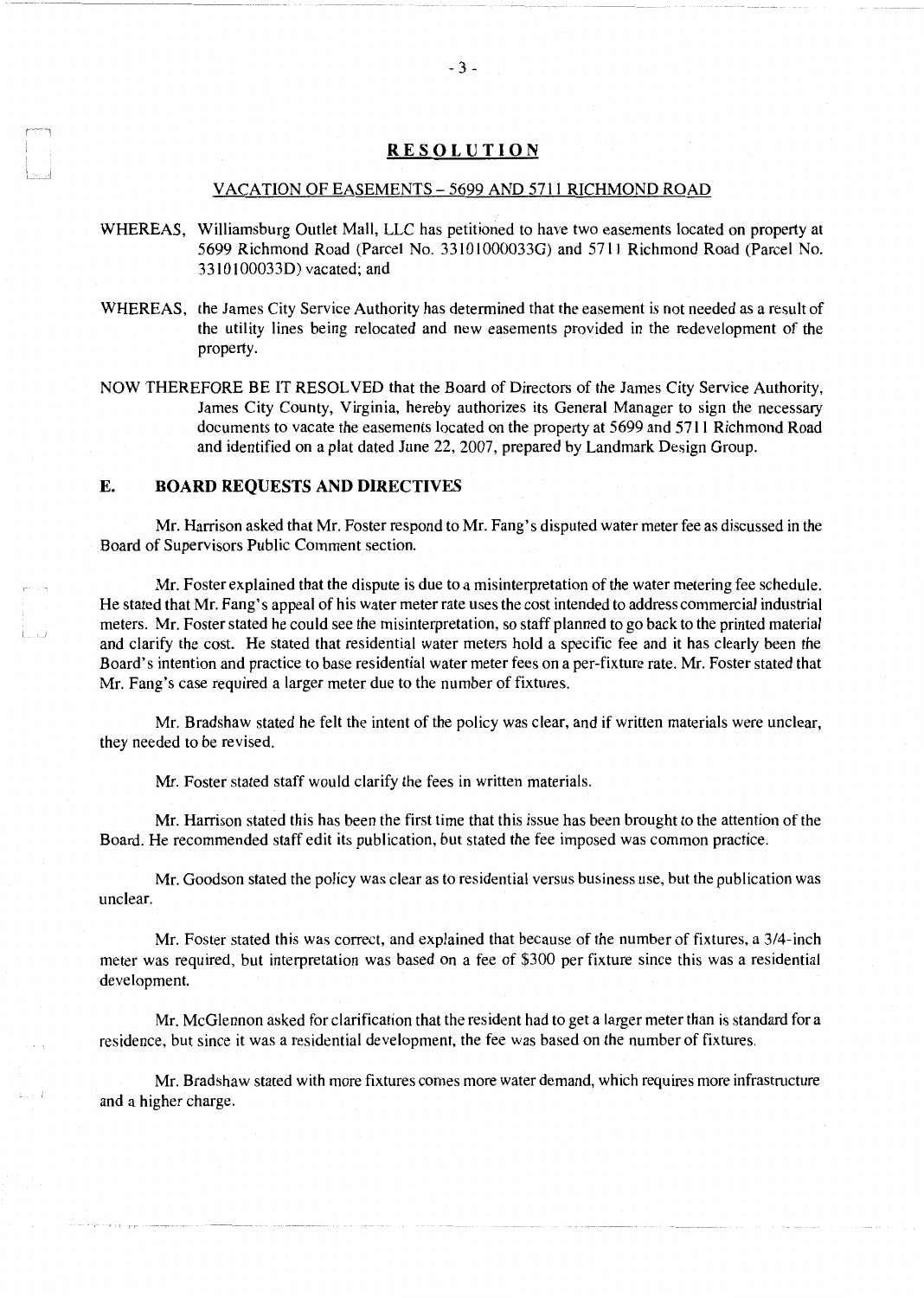## RESOLUTION

### VACATION OF EASEMENTS – 5699 AND 5711 RICHMOND ROAD

WHEREAS, Williamsburg Outlet Mall, LLC has petitioned to have two easements located on property at 5699 Richmond Road (Parcel No. 33101000033G) and 5711 Richmond Road (Parcel No. 3310100033D) vacated; and

WHEREAS, the James City Service Authority has determined that the easement is not needed as a result of the utility lines being relocated and new easements provided in the redevelopment of the property.

NOW THEREFORE BE IT RESOLVED that the Board of Directors of the James City Service Authority, James City County, Virginia, hereby authorizes its General Manager to sign the necessary documents to vacate the easements located on the property at 5699 and 5711 Richmond Road and identified on a plat dated June 22, 2007, prepared by Landmark Design Group.

## E. BOARD REQUESTS AND DIRECTIVES

Mr. Harrison asked that Mr. Foster respond to Mr. Fang's disputed water meter fee as discussed in the Board of Supervisors Public Comment section.

Mr. Foster explained that the dispute is due to a misinterpretation of the water metering fee schedule. He stated that Mr. Fang's appeal of his water meter rate uses the cost intended to address commercial industrial meters. Mr. Foster stated he could see the misinterpretation, so staff planned to go back to the printed material and clarify the cost. He stated that residential water meters hold a specific fee and it has clearly been the Board's intention and practice to base residential water meter fees on a per-fixture rate. Mr. Foster stated that Mr. Fang's case required a larger meter due to the number of fixtures.

Mr. Bradshaw stated he felt the intent of the policy was clear, and if written materials were unclear, they needed to be revised.

Mr. Foster stated staff would clarify the fees in written materials.

Mr. Harrison stated this has been the first time that this issue has been brought to the attention of the Board. He recommended staff edit its publication, but stated the fee imposed was common practice.

Mr. Goodson stated the policy was clear as to residential versus business use, but the publication was unclear.

Mr. Foster stated this was correct, and explained that because of the number of fixtures, a 3/4-inch meter was required, but interpretation was based on a fee of $300 per fixture since this was a residential development.

Mr. McGlennon asked for clarification that the resident had to get a larger meter than is standard for a residence, but since it was a residential development, the fee was based on the number of fixtures.

Mr. Bradshaw stated with more fixtures comes more water demand, which requires more infrastructure and a higher charge.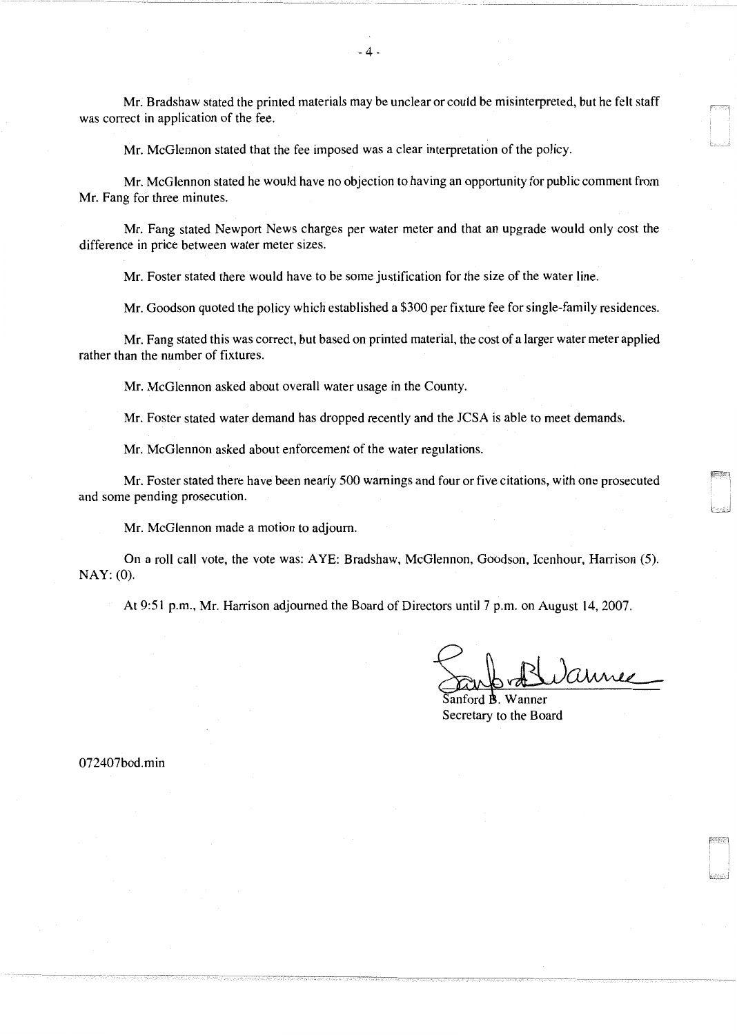Mr. Bradshaw stated the printed materials may be unclear or could be misinterpreted, but he felt staff was correct in application of the fee.

Mr. McGlennon stated that the fee imposed was a clear interpretation of the policy.

Mr. McGlennon stated he would have no objection to having an opportunity for public comment from Mr. Fang for three minutes.

Mr. Fang stated Newport News charges per water meter and that an upgrade would only cost the difference in price between water meter sizes.

Mr. Foster stated there would have to be some justification for the size of the water line.

Mr. Goodson quoted the policy which established a $300 per fixture fee for single-family residences.

Mr. Fang stated this was correct, but based on printed material, the cost of a larger water meter applied rather than the number of fixtures.

Mr. McGlennon asked about overall water usage in the County.

Mr. Foster stated water demand has dropped recently and the JCSA is able to meet demands.

Mr. McGlennon asked about enforcement of the water regulations.

Mr. Foster stated there have been nearly 500 warnings and four or five citations, with one prosecuted and some pending prosecution.

Mr. McGlennon made a motion to adjourn.

On a roll call vote, the vote was: AYE: Bradshaw, McGlennon, Goodson, Icenhour, Harrison (5). NAY: (0).

At 9:51 p.m., Mr. Harrison adjourned the Board of Directors until 7 p.m. on August 14, 2007.

Sanford B. Wanner
Secretary to the Board

072407bod.min